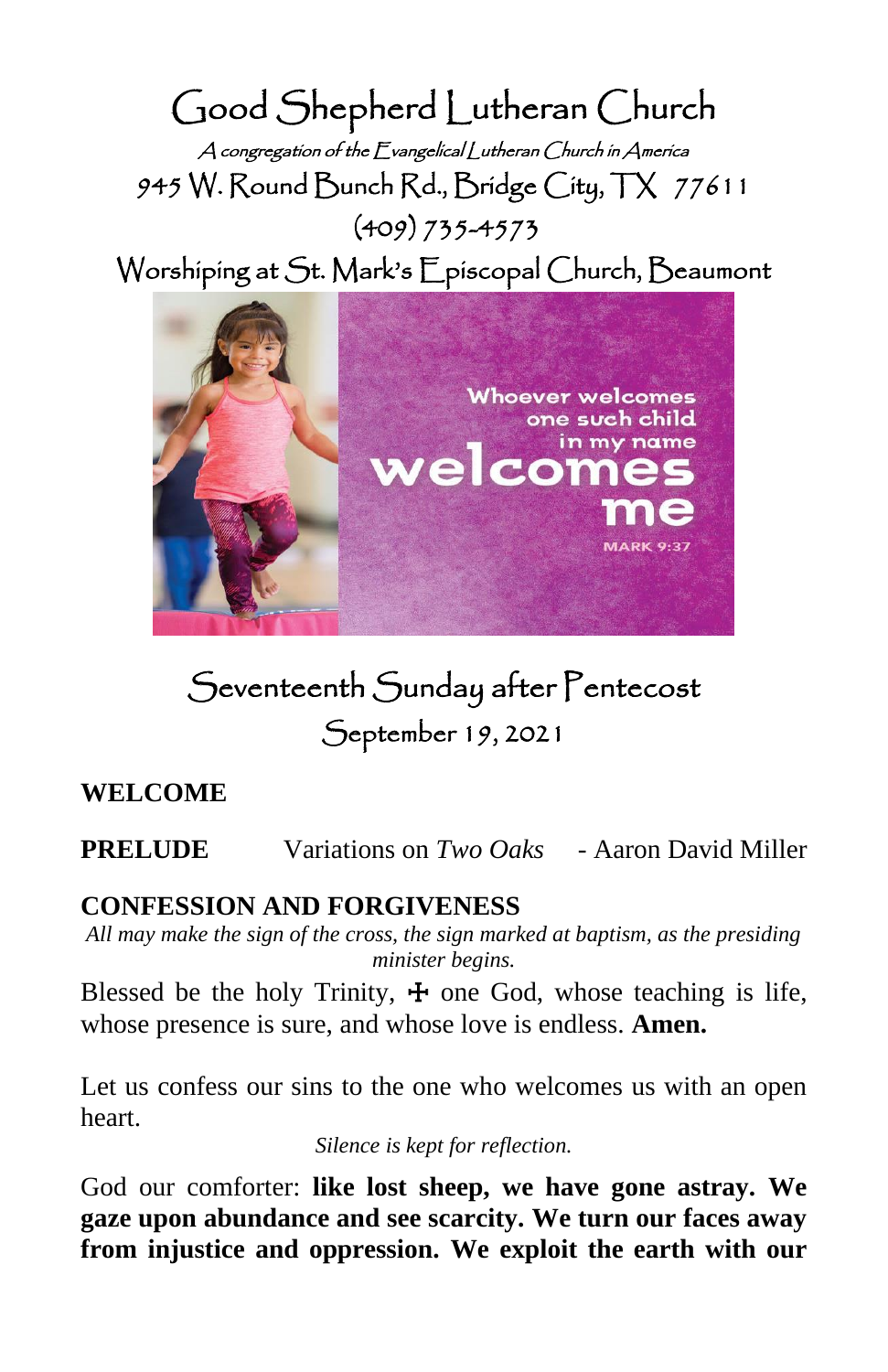# Good Shepherd Lutheran Church

*A congregation of the Evangelical Lutheran Church in America*

945 W. Round Bunch Rd., Bridge City, TX 77611

(409) 735-4573

Worshiping at St. Mark's Episcopal Church, Beaumont

## Seventeenth Sunday after Pentecost

September 19, 2021

**WELCOME**

**PRELUDE** Variations on *Two Oaks* - Aaron David Miller

**CONFESSION AND FORGIVENESS**

*All may make the sign of the cross, the sign marked at baptism, as the presiding minister begins.*

Blessed be the holy Trinity, ☩ one God, whose teaching is life, whose presence is sure, and whose love is endless. **Amen.**

Let us confess our sins to the one who welcomes us with an open heart.

*Silence is kept for reflection.*

God our comforter: **like lost sheep, we have gone astray. We gaze upon abundance and see scarcity. We turn our faces away from injustice and oppression. We exploit the earth with our**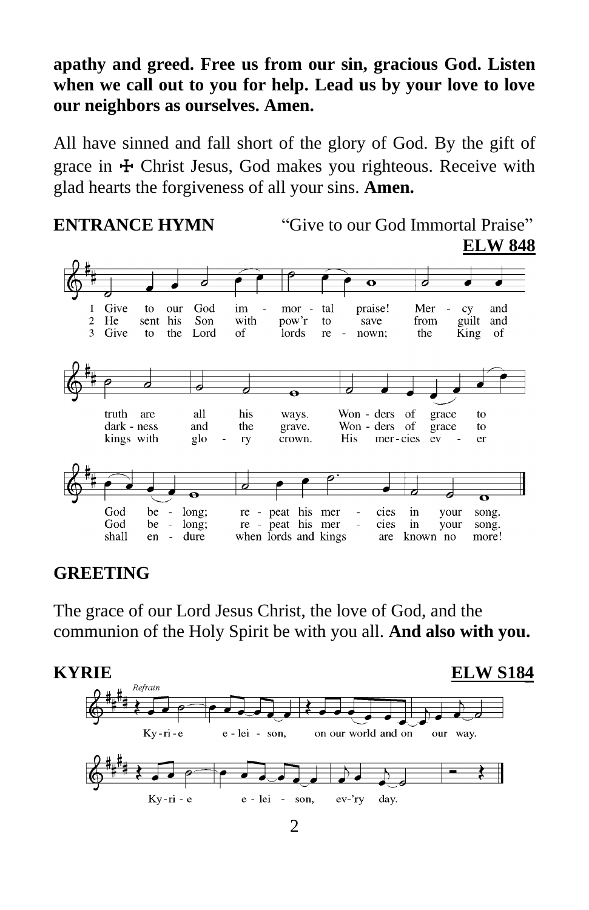**apathy and greed. Free us from our sin, gracious God. Listen when we call out to you for help. Lead us by your love to love our neighbors as ourselves. Amen.**

All have sinned and fall short of the glory of God. By the gift of grace in ☩ Christ Jesus, God makes you righteous. Receive with glad hearts the forgiveness of all your sins. **Amen.**

**ENTRANCE HYMN** “Give to our God Immortal Praise” **ELW 848**

1 Give to our God im - mor - tal praise! Mer - cy and truth are all his ways. Won - ders of grace to God be - long; re - peat his mer - cies in your song.

2 He sent his Son with pow’r to save from guilt and dark - ness and the grave. Won - ders of grace to God be - long; re - peat his mer - cies in your song.

3 Give to the Lord of lords re - nown; the King of kings with glo - ry crown. His mer - cies ev - er shall en - dure when lords and kings are known no more!

## GREETING

The grace of our Lord Jesus Christ, the love of God, and the communion of the Holy Spirit be with you all. **And also with you.**

**KYRIE** **ELW S184**

*Refrain*

Ky - ri - e e - lei - son, on our world and on our way.

Ky - ri - e e - lei - son, ev-’ry day.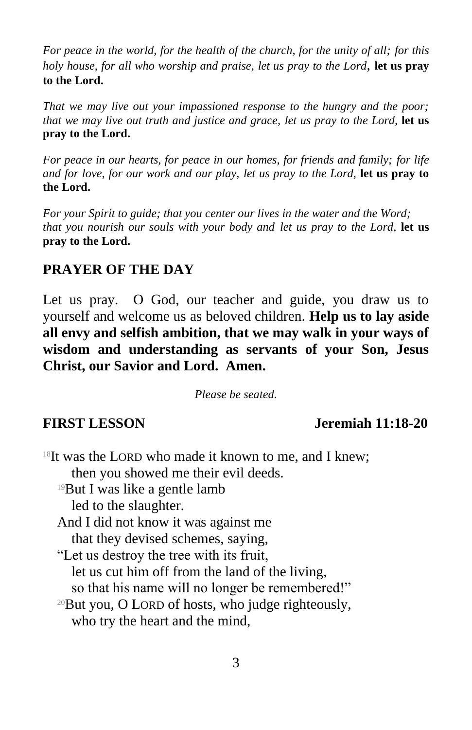*For peace in the world, for the health of the church, for the unity of all; for this holy house, for all who worship and praise, let us pray to the Lord*, **let us pray to the Lord.**

*That we may live out your impassioned response to the hungry and the poor; that we may live out truth and justice and grace, let us pray to the Lord,* **let us pray to the Lord.**

*For peace in our hearts, for peace in our homes, for friends and family; for life and for love, for our work and our play, let us pray to the Lord,* **let us pray to the Lord.**

*For your Spirit to guide; that you center our lives in the water and the Word; that you nourish our souls with your body and let us pray to the Lord,* **let us pray to the Lord.**

## PRAYER OF THE DAY

Let us pray. O God, our teacher and guide, you draw us to yourself and welcome us as beloved children. **Help us to lay aside all envy and selfish ambition, that we may walk in your ways of wisdom and understanding as servants of your Son, Jesus Christ, our Savior and Lord. Amen.**

*Please be seated.*

## FIRST LESSON Jeremiah 11:18-20

[18]It was the LORD who made it known to me, and I knew;
then you showed me their evil deeds.
[19]But I was like a gentle lamb
led to the slaughter.
And I did not know it was against me
that they devised schemes, saying,
"Let us destroy the tree with its fruit,
let us cut him off from the land of the living,
so that his name will no longer be remembered!"
[20]But you, O LORD of hosts, who judge righteously,
who try the heart and the mind,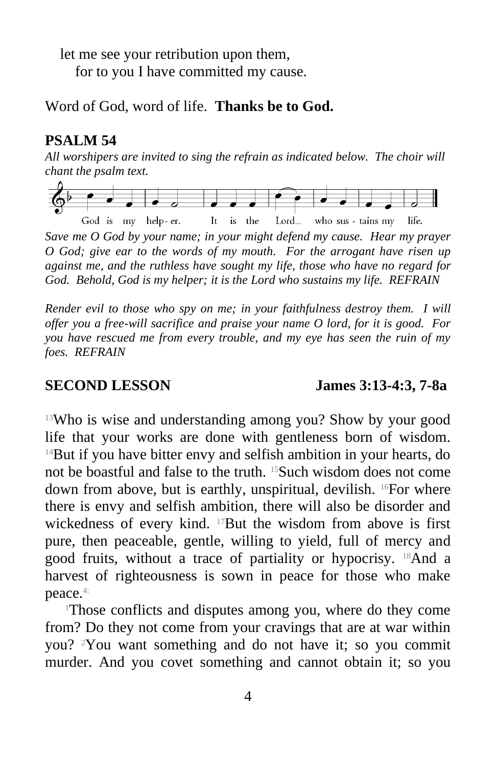let me see your retribution upon them,
  for to you I have committed my cause.

Word of God, word of life. **Thanks be to God.**

## PSALM 54

*All worshipers are invited to sing the refrain as indicated below. The choir will chant the psalm text.*

God is my help-er. It is the Lord who sus-tains my life.

*Save me O God by your name; in your might defend my cause. Hear my prayer O God; give ear to the words of my mouth. For the arrogant have risen up against me, and the ruthless have sought my life, those who have no regard for God. Behold, God is my helper; it is the Lord who sustains my life. REFRAIN*

*Render evil to those who spy on me; in your faithfulness destroy them. I will offer you a free-will sacrifice and praise your name O lord, for it is good. For you have rescued me from every trouble, and my eye has seen the ruin of my foes. REFRAIN*

## SECOND LESSON — James 3:13-4:3, 7-8a

[13]Who is wise and understanding among you? Show by your good life that your works are done with gentleness born of wisdom. [14]But if you have bitter envy and selfish ambition in your hearts, do not be boastful and false to the truth. [15]Such wisdom does not come down from above, but is earthly, unspiritual, devilish. [16]For where there is envy and selfish ambition, there will also be disorder and wickedness of every kind. [17]But the wisdom from above is first pure, then peaceable, gentle, willing to yield, full of mercy and good fruits, without a trace of partiality or hypocrisy. [18]And a harvest of righteousness is sown in peace for those who make peace.[4:]

[1]Those conflicts and disputes among you, where do they come from? Do they not come from your cravings that are at war within you? [2]You want something and do not have it; so you commit murder. And you covet something and cannot obtain it; so you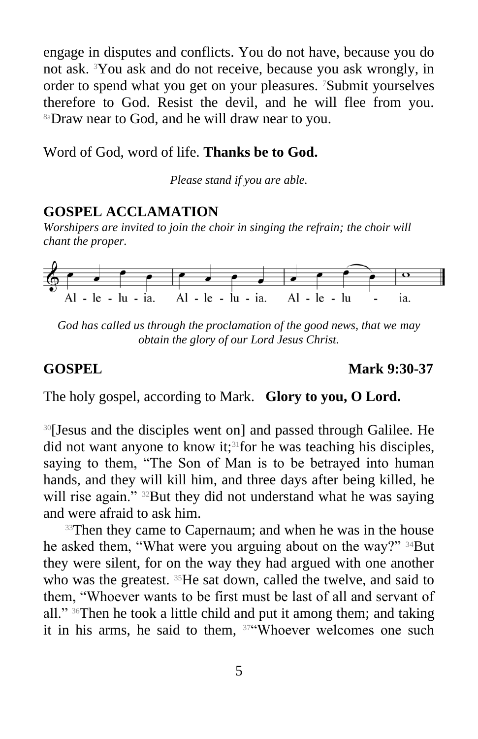engage in disputes and conflicts. You do not have, because you do not ask. [3]You ask and do not receive, because you ask wrongly, in order to spend what you get on your pleasures. [7]Submit yourselves therefore to God. Resist the devil, and he will flee from you. [8a]Draw near to God, and he will draw near to you.

Word of God, word of life. **Thanks be to God.**

*Please stand if you are able.*

## GOSPEL ACCLAMATION

*Worshipers are invited to join the choir in singing the refrain; the choir will chant the proper.*

Al - le - lu - ia. Al - le - lu - ia. Al - le - lu - ia.

*God has called us through the proclamation of the good news, that we may obtain the glory of our Lord Jesus Christ.*

## GOSPEL Mark 9:30-37

The holy gospel, according to Mark. **Glory to you, O Lord.**

[30][Jesus and the disciples went on] and passed through Galilee. He did not want anyone to know it;[31]for he was teaching his disciples, saying to them, "The Son of Man is to be betrayed into human hands, and they will kill him, and three days after being killed, he will rise again." [32]But they did not understand what he was saying and were afraid to ask him.

[33]Then they came to Capernaum; and when he was in the house he asked them, "What were you arguing about on the way?" [34]But they were silent, for on the way they had argued with one another who was the greatest. [35]He sat down, called the twelve, and said to them, "Whoever wants to be first must be last of all and servant of all." [36]Then he took a little child and put it among them; and taking it in his arms, he said to them, [37]"Whoever welcomes one such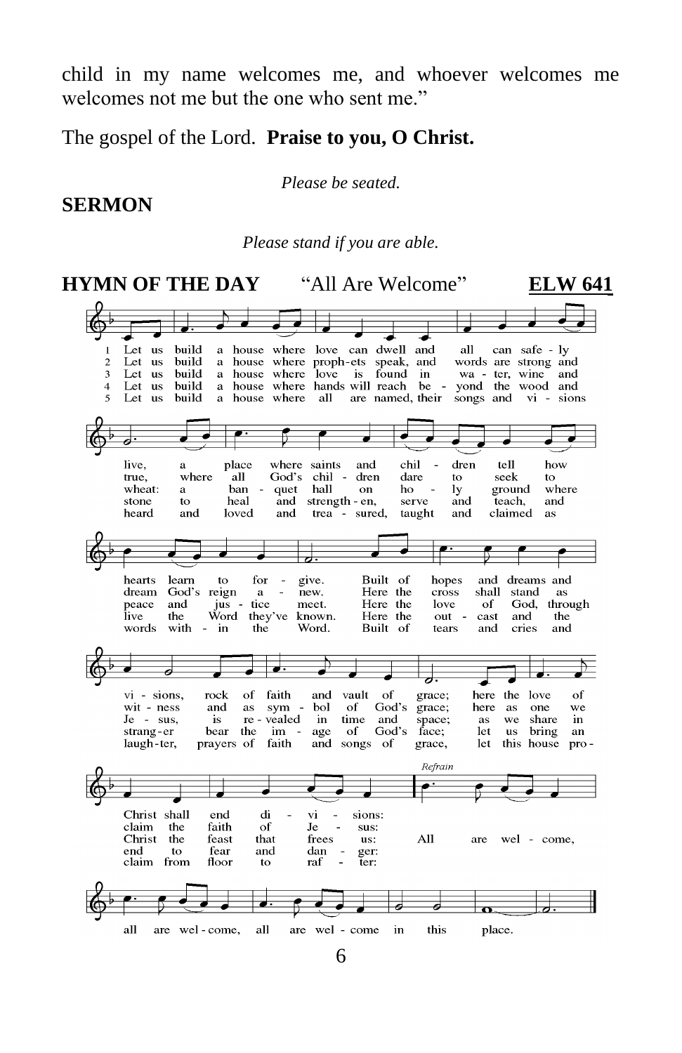child in my name welcomes me, and whoever welcomes me welcomes not me but the one who sent me."

The gospel of the Lord. **Praise to you, O Christ.**

*Please be seated.*

**SERMON**

*Please stand if you are able.*

**HYMN OF THE DAY** "All Are Welcome" **ELW 641**

1 Let us build a house where love can dwell and all can safe - ly live, a place where saints and chil - dren tell how hearts learn to for - give. Built of hopes and dreams and vi - sions, rock of faith and vault of grace; here the love of Christ shall end di - vi - sions:

2 Let us build a house where proph-ets speak, and words are strong and true, where all God's chil - dren dare to seek to dream God's reign a - new. Here the cross shall stand as wit - ness and as sym - bol of God's grace; here as one we claim the faith of Je - sus:

3 Let us build a house where love is found in wa - ter, wine and wheat: a ban - quet hall on ho - ly ground where peace and jus - tice meet. Here the love of God, through Je - sus, is re - vealed in time and space; as we share in Christ the feast that frees us:

4 Let us build a house where hands will reach be - yond the wood and stone to heal and strength - en, serve and teach, and live the Word they've known. Here the out - cast and the strang - er bear the im - age of God's face; let us bring an end to fear and dan - ger:

5 Let us build a house where all are named, their songs and vi - sions heard and loved and trea - sured, taught and claimed as words with - in the Word. Built of tears and cries and laugh - ter, prayers of faith and songs of grace, let this house pro - claim from floor to raf - ter:

*Refrain*

All are wel - come, all are wel - come, all are wel - come in this place.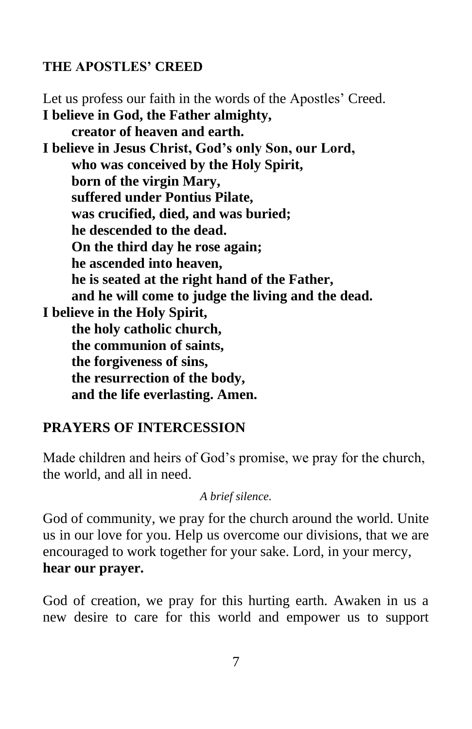## THE APOSTLES' CREED

Let us profess our faith in the words of the Apostles' Creed.

**I believe in God, the Father almighty,**
**creator of heaven and earth.**
**I believe in Jesus Christ, God's only Son, our Lord,**
**who was conceived by the Holy Spirit,**
**born of the virgin Mary,**
**suffered under Pontius Pilate,**
**was crucified, died, and was buried;**
**he descended to the dead.**
**On the third day he rose again;**
**he ascended into heaven,**
**he is seated at the right hand of the Father,**
**and he will come to judge the living and the dead.**
**I believe in the Holy Spirit,**
**the holy catholic church,**
**the communion of saints,**
**the forgiveness of sins,**
**the resurrection of the body,**
**and the life everlasting. Amen.**

## PRAYERS OF INTERCESSION

Made children and heirs of God's promise, we pray for the church, the world, and all in need.

*A brief silence.*

God of community, we pray for the church around the world. Unite us in our love for you. Help us overcome our divisions, that we are encouraged to work together for your sake. Lord, in your mercy,
**hear our prayer.**

God of creation, we pray for this hurting earth. Awaken in us a new desire to care for this world and empower us to support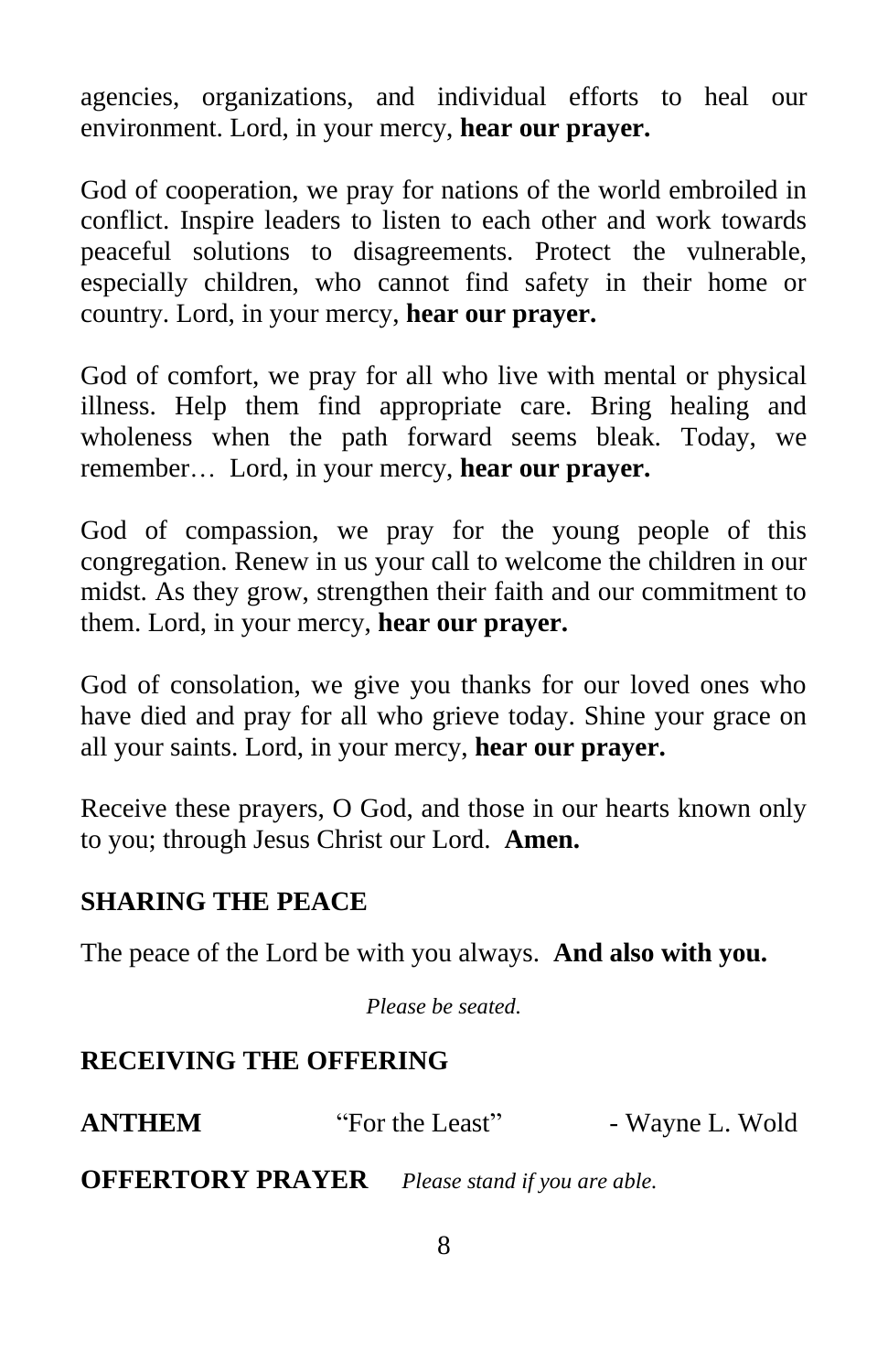agencies, organizations, and individual efforts to heal our environment. Lord, in your mercy, **hear our prayer.**

God of cooperation, we pray for nations of the world embroiled in conflict. Inspire leaders to listen to each other and work towards peaceful solutions to disagreements. Protect the vulnerable, especially children, who cannot find safety in their home or country. Lord, in your mercy, **hear our prayer.**

God of comfort, we pray for all who live with mental or physical illness. Help them find appropriate care. Bring healing and wholeness when the path forward seems bleak. Today, we remember… Lord, in your mercy, **hear our prayer.**

God of compassion, we pray for the young people of this congregation. Renew in us your call to welcome the children in our midst. As they grow, strengthen their faith and our commitment to them. Lord, in your mercy, **hear our prayer.**

God of consolation, we give you thanks for our loved ones who have died and pray for all who grieve today. Shine your grace on all your saints. Lord, in your mercy, **hear our prayer.**

Receive these prayers, O God, and those in our hearts known only to you; through Jesus Christ our Lord. **Amen.**

**SHARING THE PEACE**

The peace of the Lord be with you always. **And also with you.**

*Please be seated.*

**RECEIVING THE OFFERING**

**ANTHEM** "For the Least" - Wayne L. Wold

**OFFERTORY PRAYER** *Please stand if you are able.*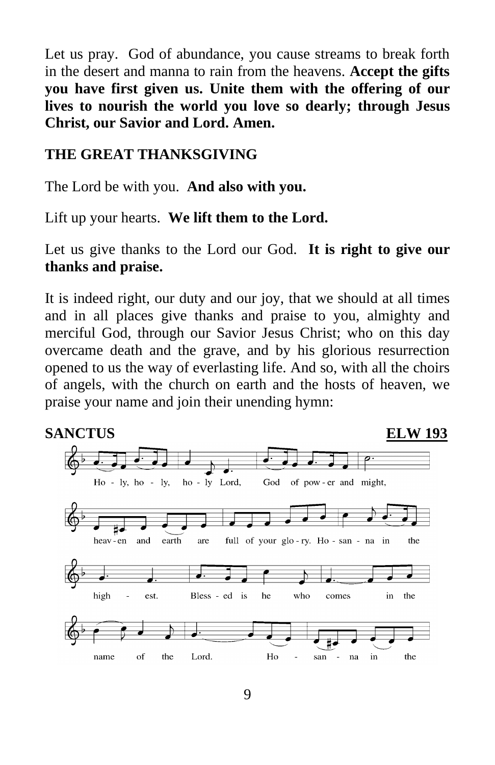Let us pray. God of abundance, you cause streams to break forth in the desert and manna to rain from the heavens. **Accept the gifts you have first given us. Unite them with the offering of our lives to nourish the world you love so dearly; through Jesus Christ, our Savior and Lord. Amen.**

**THE GREAT THANKSGIVING**

The Lord be with you. **And also with you.**

Lift up your hearts. **We lift them to the Lord.**

Let us give thanks to the Lord our God. **It is right to give our thanks and praise.**

It is indeed right, our duty and our joy, that we should at all times and in all places give thanks and praise to you, almighty and merciful God, through our Savior Jesus Christ; who on this day overcame death and the grave, and by his glorious resurrection opened to us the way of everlasting life. And so, with all the choirs of angels, with the church on earth and the hosts of heaven, we praise your name and join their unending hymn:

**SANCTUS** **ELW 193**

Ho - ly, ho - ly, ho - ly Lord, God of pow - er and might,

heav - en and earth are full of your glo - ry. Ho - san - na in the

high - est. Bless - ed is he who comes in the

name of the Lord. Ho - san - na in the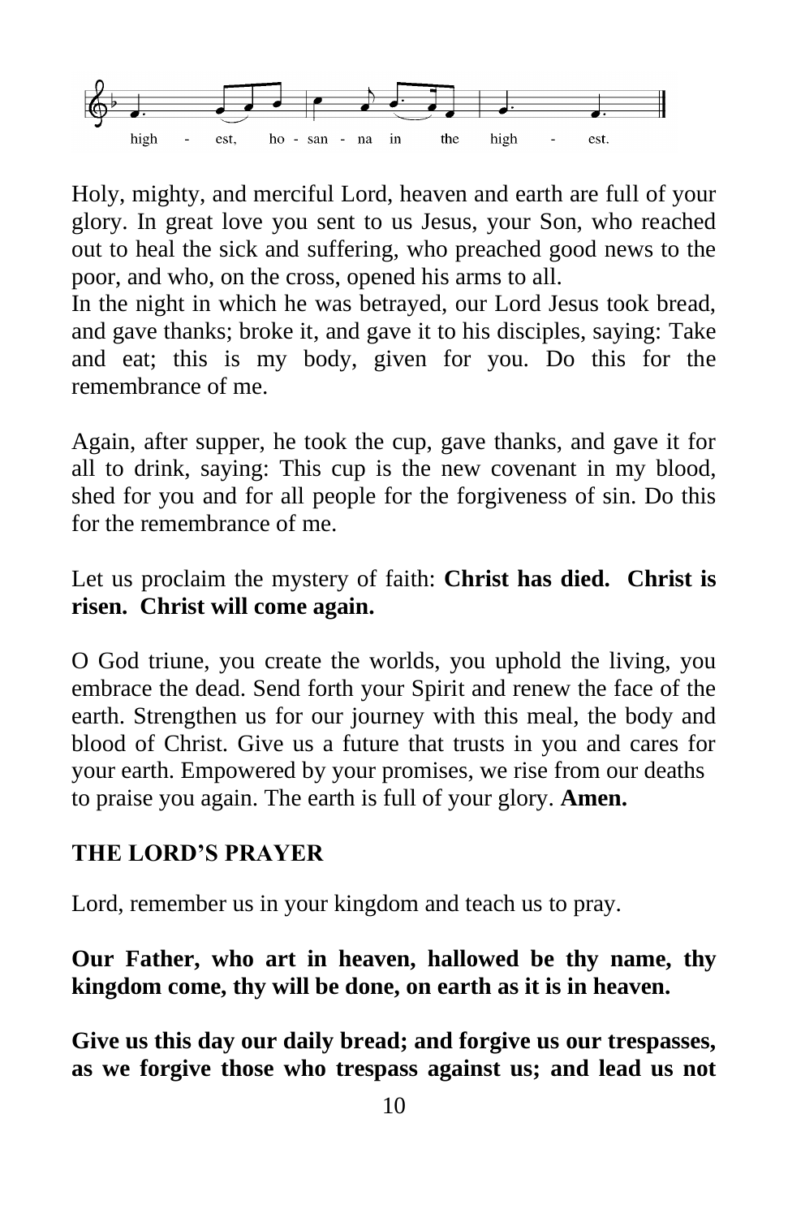high - est, ho - san - na in the high - est.

Holy, mighty, and merciful Lord, heaven and earth are full of your glory. In great love you sent to us Jesus, your Son, who reached out to heal the sick and suffering, who preached good news to the poor, and who, on the cross, opened his arms to all.

In the night in which he was betrayed, our Lord Jesus took bread, and gave thanks; broke it, and gave it to his disciples, saying: Take and eat; this is my body, given for you. Do this for the remembrance of me.

Again, after supper, he took the cup, gave thanks, and gave it for all to drink, saying: This cup is the new covenant in my blood, shed for you and for all people for the forgiveness of sin. Do this for the remembrance of me.

Let us proclaim the mystery of faith: **Christ has died. Christ is risen. Christ will come again.**

O God triune, you create the worlds, you uphold the living, you embrace the dead. Send forth your Spirit and renew the face of the earth. Strengthen us for our journey with this meal, the body and blood of Christ. Give us a future that trusts in you and cares for your earth. Empowered by your promises, we rise from our deaths to praise you again. The earth is full of your glory. **Amen.**

## THE LORD'S PRAYER

Lord, remember us in your kingdom and teach us to pray.

**Our Father, who art in heaven, hallowed be thy name, thy kingdom come, thy will be done, on earth as it is in heaven.**

**Give us this day our daily bread; and forgive us our trespasses, as we forgive those who trespass against us; and lead us not**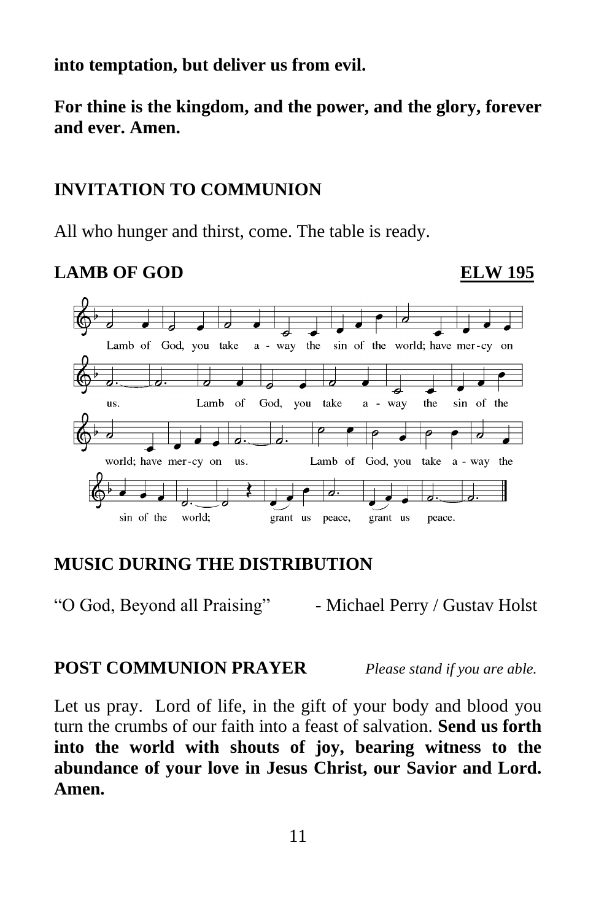**into temptation, but deliver us from evil.**

**For thine is the kingdom, and the power, and the glory, forever and ever. Amen.**

## INVITATION TO COMMUNION

All who hunger and thirst, come. The table is ready.

## LAMB OF GOD ELW 195

Lamb of God, you take a - way the sin of the world; have mer-cy on us. Lamb of God, you take a - way the sin of the world; have mer-cy on us. Lamb of God, you take a - way the sin of the world; grant us peace, grant us peace.

## MUSIC DURING THE DISTRIBUTION

"O God, Beyond all Praising" - Michael Perry / Gustav Holst

## POST COMMUNION PRAYER *Please stand if you are able.*

Let us pray. Lord of life, in the gift of your body and blood you turn the crumbs of our faith into a feast of salvation. **Send us forth into the world with shouts of joy, bearing witness to the abundance of your love in Jesus Christ, our Savior and Lord. Amen.**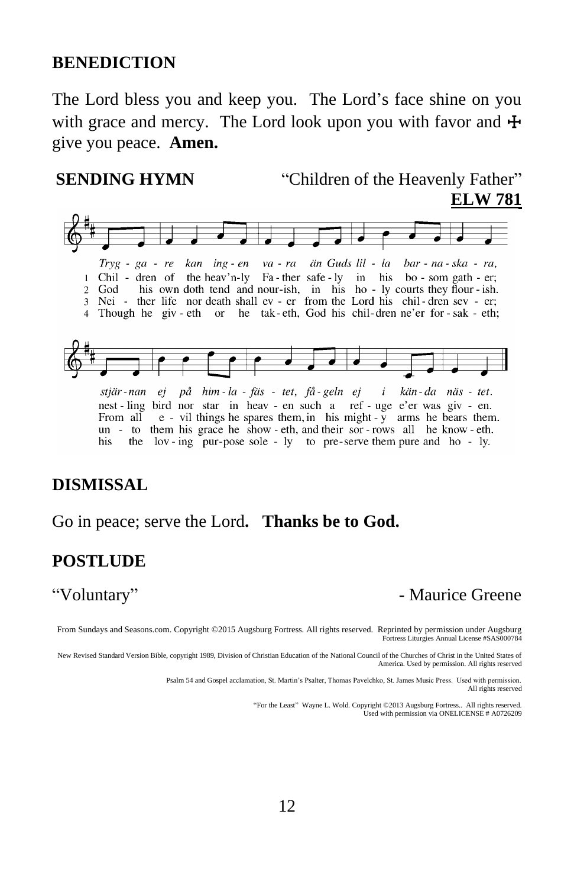## BENEDICTION

The Lord bless you and keep you. The Lord's face shine on you with grace and mercy. The Lord look upon you with favor and ☩ give you peace. **Amen.**

## SENDING HYMN "Children of the Heavenly Father" **ELW 781**

*Tryg - ga - re kan ing - en va - ra än Guds lil - la bar - na - ska - ra, stjär - nan ej på him - la - fäs - tet, få - geln ej i kän - da näs - tet.*

1 Children of the heav'nly Father safely in his bosom gather; nestling bird nor star in heaven such a refuge e'er was given.

2 God his own doth tend and nourish, in his holy courts they flourish. From all evil things he spares them, in his mighty arms he bears them.

3 Neither life nor death shall ever from the Lord his children sever; unto them his grace he showeth, and their sorrows all he knoweth.

4 Though he giveth or he taketh, God his children ne'er forsaketh; his the loving purpose solely to preserve them pure and holy.

## DISMISSAL

Go in peace; serve the Lord**. Thanks be to God.**

## POSTLUDE

"Voluntary" - Maurice Greene

From Sundays and Seasons.com. Copyright ©2015 Augsburg Fortress. All rights reserved. Reprinted by permission under Augsburg Fortress Liturgies Annual License #SAS000784

New Revised Standard Version Bible, copyright 1989, Division of Christian Education of the National Council of the Churches of Christ in the United States of America. Used by permission. All rights reserved

Psalm 54 and Gospel acclamation, St. Martin's Psalter, Thomas Pavelchko, St. James Music Press. Used with permission. All rights reserved

"For the Least" Wayne L. Wold. Copyright ©2013 Augsburg Fortress.. All rights reserved. Used with permission via ONELICENSE # A0726209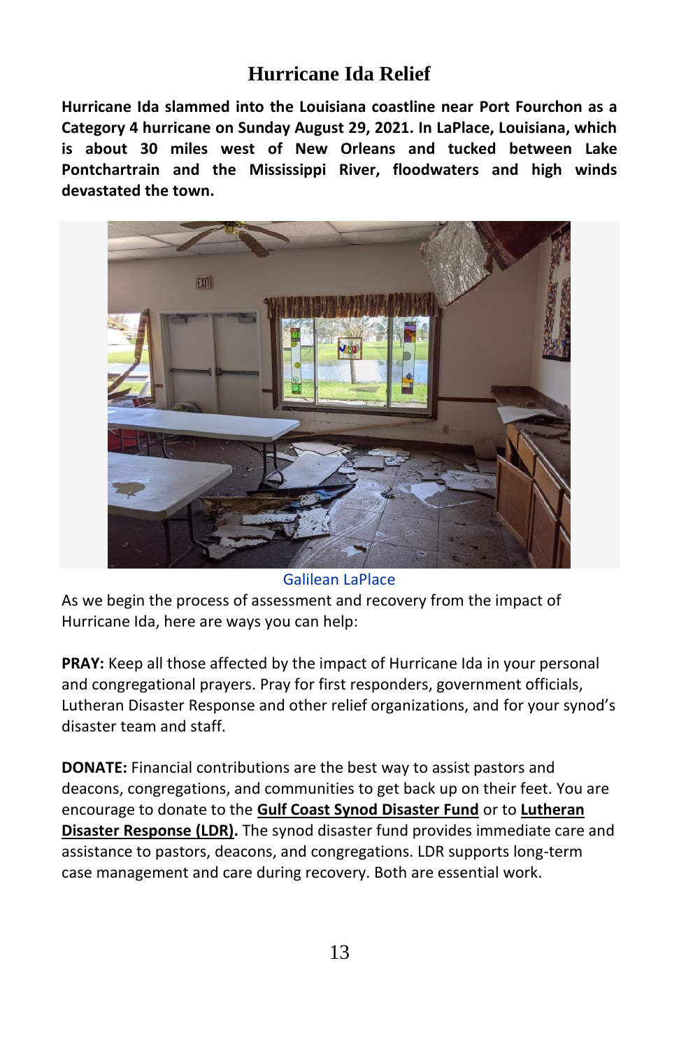## Hurricane Ida Relief

**Hurricane Ida slammed into the Louisiana coastline near Port Fourchon as a Category 4 hurricane on Sunday August 29, 2021. In LaPlace, Louisiana, which is about 30 miles west of New Orleans and tucked between Lake Pontchartrain and the Mississippi River, floodwaters and high winds devastated the town.**

Galilean LaPlace

As we begin the process of assessment and recovery from the impact of Hurricane Ida, here are ways you can help:

**PRAY:** Keep all those affected by the impact of Hurricane Ida in your personal and congregational prayers. Pray for first responders, government officials, Lutheran Disaster Response and other relief organizations, and for your synod's disaster team and staff.

**DONATE:** Financial contributions are the best way to assist pastors and deacons, congregations, and communities to get back up on their feet. You are encourage to donate to the **Gulf Coast Synod Disaster Fund** or to **Lutheran Disaster Response (LDR).** The synod disaster fund provides immediate care and assistance to pastors, deacons, and congregations. LDR supports long-term case management and care during recovery. Both are essential work.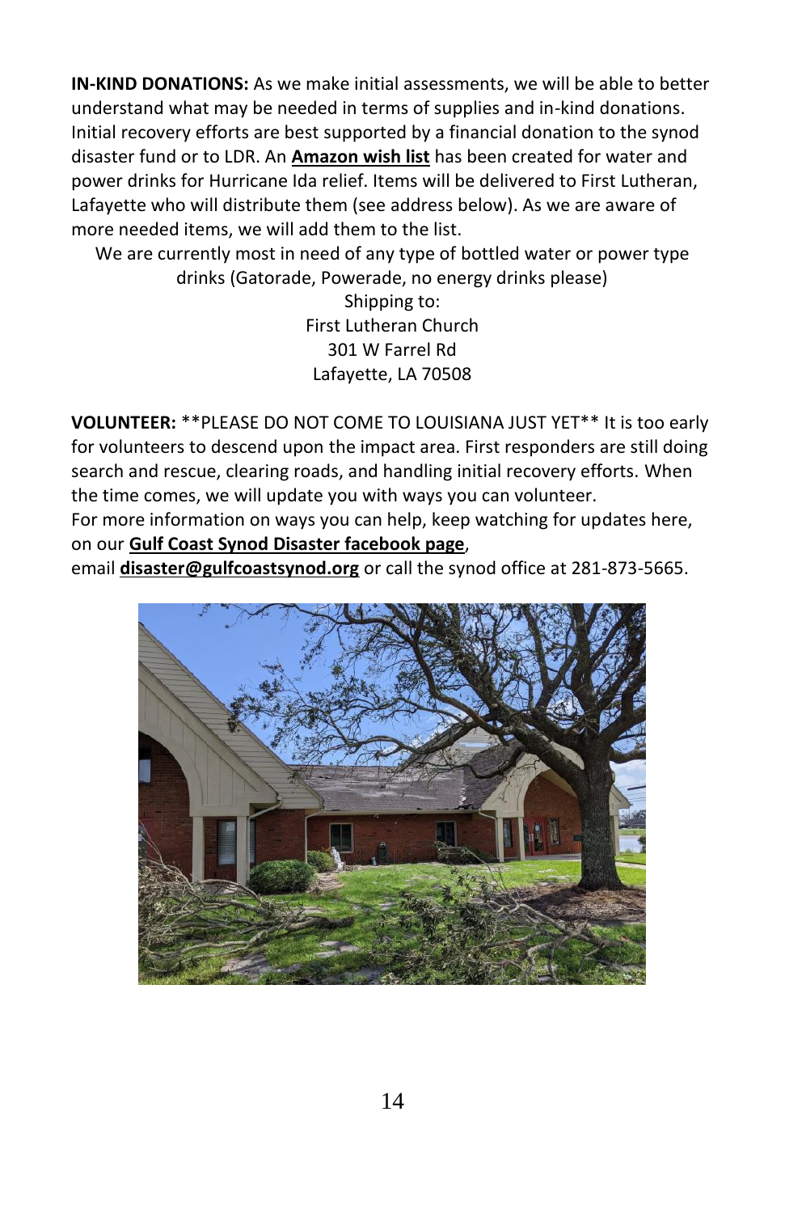**IN-KIND DONATIONS:** As we make initial assessments, we will be able to better understand what may be needed in terms of supplies and in-kind donations. Initial recovery efforts are best supported by a financial donation to the synod disaster fund or to LDR. An **Amazon wish list** has been created for water and power drinks for Hurricane Ida relief. Items will be delivered to First Lutheran, Lafayette who will distribute them (see address below). As we are aware of more needed items, we will add them to the list.

We are currently most in need of any type of bottled water or power type drinks (Gatorade, Powerade, no energy drinks please)

Shipping to:
First Lutheran Church
301 W Farrel Rd
Lafayette, LA 70508

**VOLUNTEER:** **PLEASE DO NOT COME TO LOUISIANA JUST YET** It is too early for volunteers to descend upon the impact area. First responders are still doing search and rescue, clearing roads, and handling initial recovery efforts. When the time comes, we will update you with ways you can volunteer.

For more information on ways you can help, keep watching for updates here, on our **Gulf Coast Synod Disaster facebook page**, email **disaster@gulfcoastsynod.org** or call the synod office at 281-873-5665.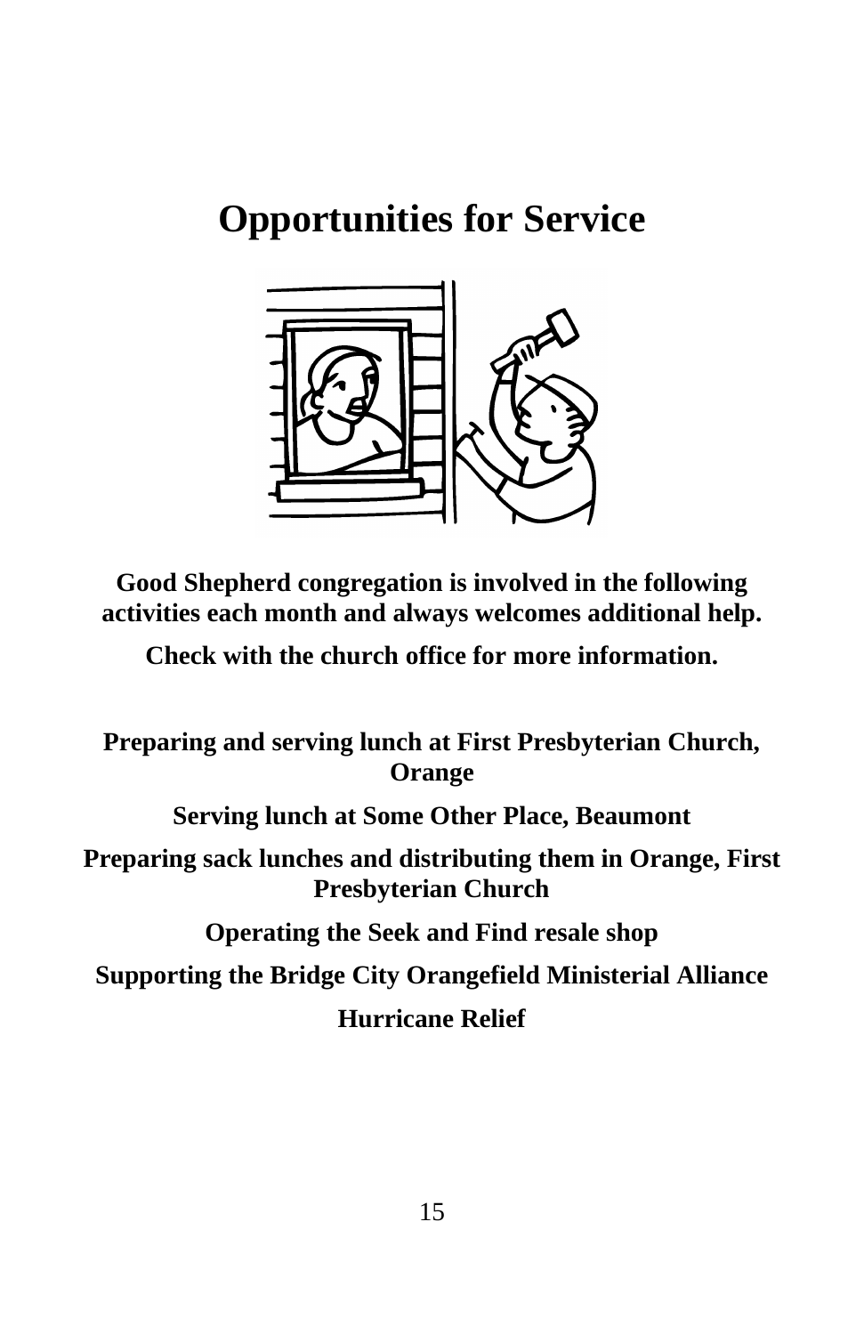# Opportunities for Service

**Good Shepherd congregation is involved in the following activities each month and always welcomes additional help.**

**Check with the church office for more information.**

**Preparing and serving lunch at First Presbyterian Church, Orange**

**Serving lunch at Some Other Place, Beaumont**

**Preparing sack lunches and distributing them in Orange, First Presbyterian Church**

**Operating the Seek and Find resale shop**

**Supporting the Bridge City Orangefield Ministerial Alliance**

**Hurricane Relief**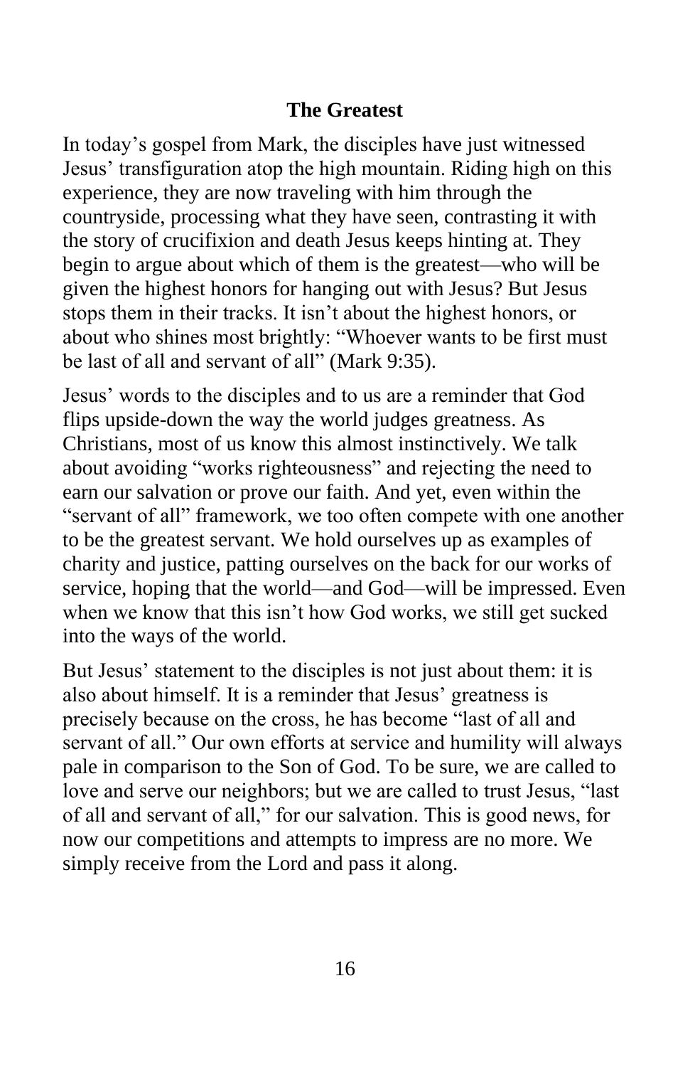## The Greatest

In today's gospel from Mark, the disciples have just witnessed Jesus' transfiguration atop the high mountain. Riding high on this experience, they are now traveling with him through the countryside, processing what they have seen, contrasting it with the story of crucifixion and death Jesus keeps hinting at. They begin to argue about which of them is the greatest—who will be given the highest honors for hanging out with Jesus? But Jesus stops them in their tracks. It isn't about the highest honors, or about who shines most brightly: "Whoever wants to be first must be last of all and servant of all" (Mark 9:35).

Jesus' words to the disciples and to us are a reminder that God flips upside-down the way the world judges greatness. As Christians, most of us know this almost instinctively. We talk about avoiding "works righteousness" and rejecting the need to earn our salvation or prove our faith. And yet, even within the "servant of all" framework, we too often compete with one another to be the greatest servant. We hold ourselves up as examples of charity and justice, patting ourselves on the back for our works of service, hoping that the world—and God—will be impressed. Even when we know that this isn't how God works, we still get sucked into the ways of the world.

But Jesus' statement to the disciples is not just about them: it is also about himself. It is a reminder that Jesus' greatness is precisely because on the cross, he has become "last of all and servant of all." Our own efforts at service and humility will always pale in comparison to the Son of God. To be sure, we are called to love and serve our neighbors; but we are called to trust Jesus, "last of all and servant of all," for our salvation. This is good news, for now our competitions and attempts to impress are no more. We simply receive from the Lord and pass it along.